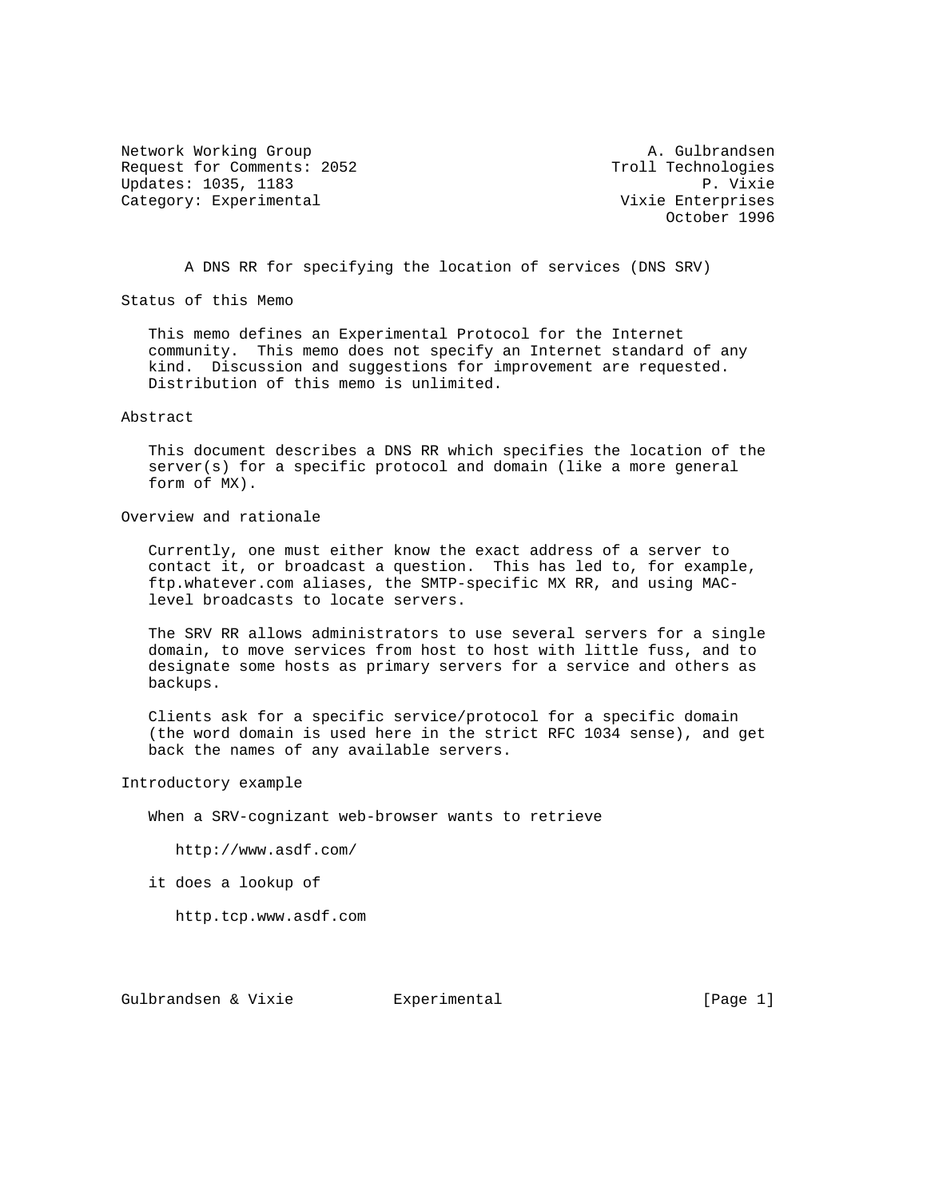Network Working Group                                    A. Gulbrandsen
Request for Comments: 2052                           Troll Technologies
Updates: 1035, 1183                                            P. Vixie
Category: Experimental                                Vixie Enterprises
                                                           October 1996

# A DNS RR for specifying the location of services (DNS SRV)

## Status of this Memo

This memo defines an Experimental Protocol for the Internet community. This memo does not specify an Internet standard of any kind. Discussion and suggestions for improvement are requested. Distribution of this memo is unlimited.

## Abstract

This document describes a DNS RR which specifies the location of the server(s) for a specific protocol and domain (like a more general form of MX).

## Overview and rationale

Currently, one must either know the exact address of a server to contact it, or broadcast a question. This has led to, for example, ftp.whatever.com aliases, the SMTP-specific MX RR, and using MAC-level broadcasts to locate servers.

The SRV RR allows administrators to use several servers for a single domain, to move services from host to host with little fuss, and to designate some hosts as primary servers for a service and others as backups.

Clients ask for a specific service/protocol for a specific domain (the word domain is used here in the strict RFC 1034 sense), and get back the names of any available servers.

## Introductory example

When a SRV-cognizant web-browser wants to retrieve

    http://www.asdf.com/

it does a lookup of

    http.tcp.www.asdf.com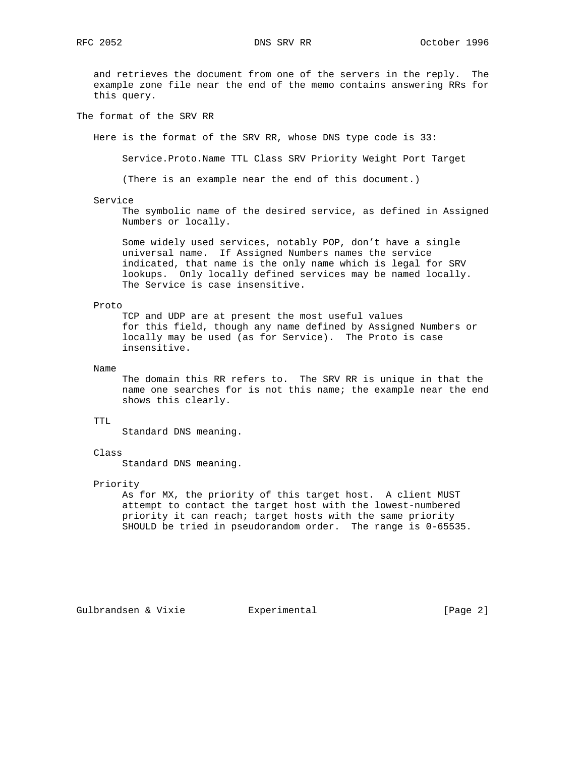and retrieves the document from one of the servers in the reply. The example zone file near the end of the memo contains answering RRs for this query.

## The format of the SRV RR

Here is the format of the SRV RR, whose DNS type code is 33:

```
Service.Proto.Name TTL Class SRV Priority Weight Port Target
```

(There is an example near the end of this document.)

**Service**

The symbolic name of the desired service, as defined in Assigned Numbers or locally.

Some widely used services, notably POP, don't have a single universal name. If Assigned Numbers names the service indicated, that name is the only name which is legal for SRV lookups. Only locally defined services may be named locally. The Service is case insensitive.

**Proto**

TCP and UDP are at present the most useful values for this field, though any name defined by Assigned Numbers or locally may be used (as for Service). The Proto is case insensitive.

**Name**

The domain this RR refers to. The SRV RR is unique in that the name one searches for is not this name; the example near the end shows this clearly.

**TTL**

Standard DNS meaning.

**Class**

Standard DNS meaning.

**Priority**

As for MX, the priority of this target host. A client MUST attempt to contact the target host with the lowest-numbered priority it can reach; target hosts with the same priority SHOULD be tried in pseudorandom order. The range is 0-65535.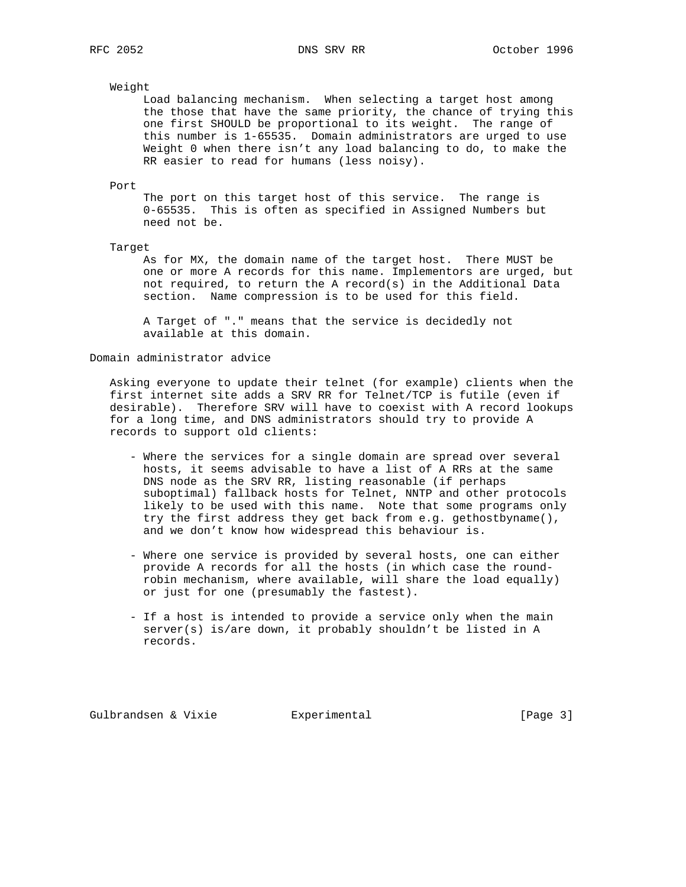Weight

Load balancing mechanism. When selecting a target host among the those that have the same priority, the chance of trying this one first SHOULD be proportional to its weight. The range of this number is 1-65535. Domain administrators are urged to use Weight 0 when there isn't any load balancing to do, to make the RR easier to read for humans (less noisy).

Port

The port on this target host of this service. The range is 0-65535. This is often as specified in Assigned Numbers but need not be.

Target

As for MX, the domain name of the target host. There MUST be one or more A records for this name. Implementors are urged, but not required, to return the A record(s) in the Additional Data section. Name compression is to be used for this field.

A Target of "." means that the service is decidedly not available at this domain.

## Domain administrator advice

Asking everyone to update their telnet (for example) clients when the first internet site adds a SRV RR for Telnet/TCP is futile (even if desirable). Therefore SRV will have to coexist with A record lookups for a long time, and DNS administrators should try to provide A records to support old clients:

- Where the services for a single domain are spread over several hosts, it seems advisable to have a list of A RRs at the same DNS node as the SRV RR, listing reasonable (if perhaps suboptimal) fallback hosts for Telnet, NNTP and other protocols likely to be used with this name. Note that some programs only try the first address they get back from e.g. gethostbyname(), and we don't know how widespread this behaviour is.

- Where one service is provided by several hosts, one can either provide A records for all the hosts (in which case the round-robin mechanism, where available, will share the load equally) or just for one (presumably the fastest).

- If a host is intended to provide a service only when the main server(s) is/are down, it probably shouldn't be listed in A records.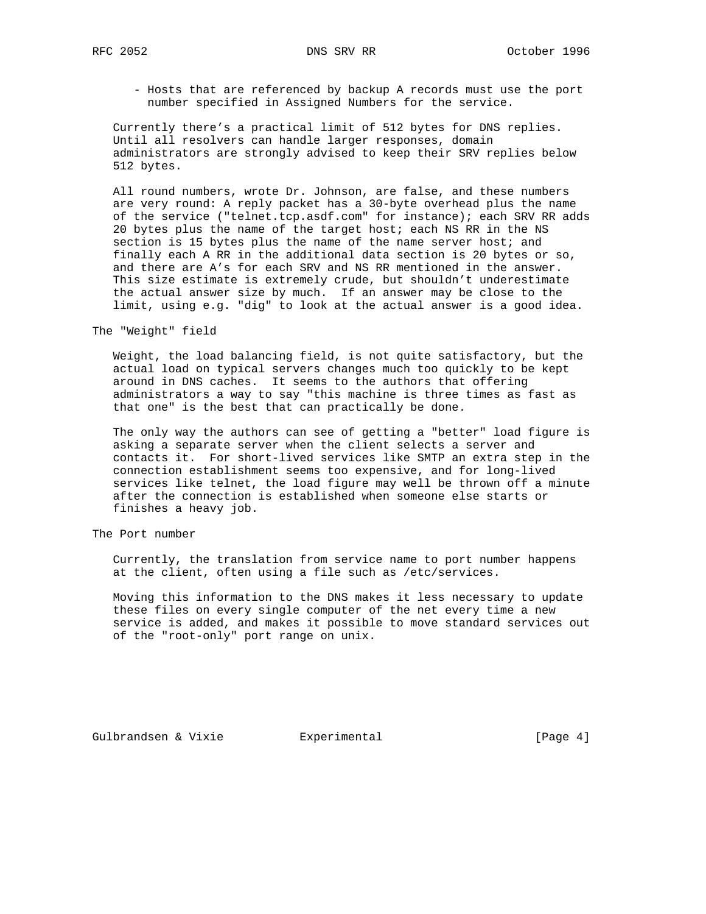- Hosts that are referenced by backup A records must use the port number specified in Assigned Numbers for the service.

Currently there's a practical limit of 512 bytes for DNS replies. Until all resolvers can handle larger responses, domain administrators are strongly advised to keep their SRV replies below 512 bytes.

All round numbers, wrote Dr. Johnson, are false, and these numbers are very round: A reply packet has a 30-byte overhead plus the name of the service ("telnet.tcp.asdf.com" for instance); each SRV RR adds 20 bytes plus the name of the target host; each NS RR in the NS section is 15 bytes plus the name of the name server host; and finally each A RR in the additional data section is 20 bytes or so, and there are A's for each SRV and NS RR mentioned in the answer. This size estimate is extremely crude, but shouldn't underestimate the actual answer size by much. If an answer may be close to the limit, using e.g. "dig" to look at the actual answer is a good idea.

## The "Weight" field

Weight, the load balancing field, is not quite satisfactory, but the actual load on typical servers changes much too quickly to be kept around in DNS caches. It seems to the authors that offering administrators a way to say "this machine is three times as fast as that one" is the best that can practically be done.

The only way the authors can see of getting a "better" load figure is asking a separate server when the client selects a server and contacts it. For short-lived services like SMTP an extra step in the connection establishment seems too expensive, and for long-lived services like telnet, the load figure may well be thrown off a minute after the connection is established when someone else starts or finishes a heavy job.

## The Port number

Currently, the translation from service name to port number happens at the client, often using a file such as /etc/services.

Moving this information to the DNS makes it less necessary to update these files on every single computer of the net every time a new service is added, and makes it possible to move standard services out of the "root-only" port range on unix.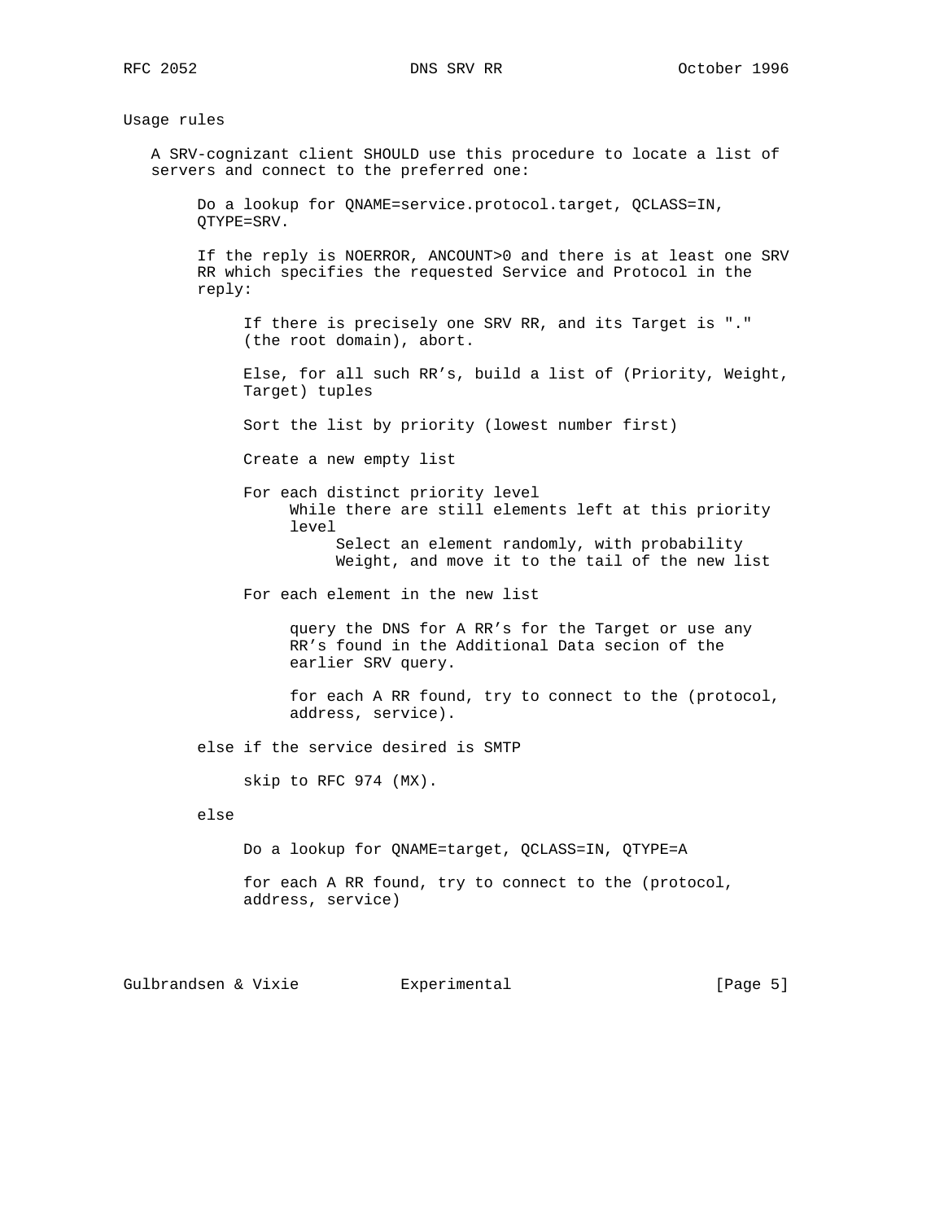## Usage rules

A SRV-cognizant client SHOULD use this procedure to locate a list of servers and connect to the preferred one:

```
Do a lookup for QNAME=service.protocol.target, QCLASS=IN,
QTYPE=SRV.

If the reply is NOERROR, ANCOUNT>0 and there is at least one SRV
RR which specifies the requested Service and Protocol in the
reply:

     If there is precisely one SRV RR, and its Target is "."
     (the root domain), abort.

     Else, for all such RR's, build a list of (Priority, Weight,
     Target) tuples

     Sort the list by priority (lowest number first)

     Create a new empty list

     For each distinct priority level
          While there are still elements left at this priority
          level
               Select an element randomly, with probability
               Weight, and move it to the tail of the new list

     For each element in the new list

          query the DNS for A RR's for the Target or use any
          RR's found in the Additional Data secion of the
          earlier SRV query.

          for each A RR found, try to connect to the (protocol,
          address, service).

else if the service desired is SMTP

     skip to RFC 974 (MX).

else

     Do a lookup for QNAME=target, QCLASS=IN, QTYPE=A

     for each A RR found, try to connect to the (protocol,
     address, service)
```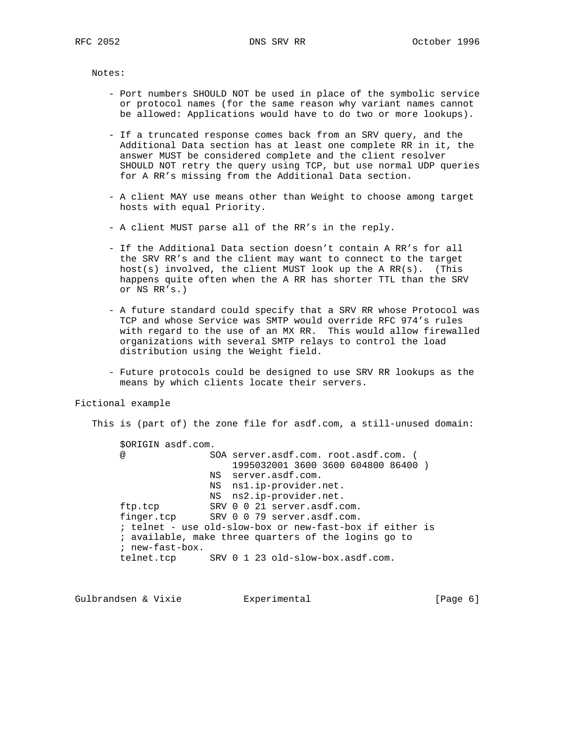Notes:

- Port numbers SHOULD NOT be used in place of the symbolic service or protocol names (for the same reason why variant names cannot be allowed: Applications would have to do two or more lookups).

- If a truncated response comes back from an SRV query, and the Additional Data section has at least one complete RR in it, the answer MUST be considered complete and the client resolver SHOULD NOT retry the query using TCP, but use normal UDP queries for A RR's missing from the Additional Data section.

- A client MAY use means other than Weight to choose among target hosts with equal Priority.

- A client MUST parse all of the RR's in the reply.

- If the Additional Data section doesn't contain A RR's for all the SRV RR's and the client may want to connect to the target host(s) involved, the client MUST look up the A RR(s). (This happens quite often when the A RR has shorter TTL than the SRV or NS RR's.)

- A future standard could specify that a SRV RR whose Protocol was TCP and whose Service was SMTP would override RFC 974's rules with regard to the use of an MX RR. This would allow firewalled organizations with several SMTP relays to control the load distribution using the Weight field.

- Future protocols could be designed to use SRV RR lookups as the means by which clients locate their servers.

## Fictional example

This is (part of) the zone file for asdf.com, a still-unused domain:

```
$ORIGIN asdf.com.
@               SOA server.asdf.com. root.asdf.com. (
                    1995032001 3600 3600 604800 86400 )
                NS  server.asdf.com.
                NS  ns1.ip-provider.net.
                NS  ns2.ip-provider.net.
ftp.tcp         SRV 0 0 21 server.asdf.com.
finger.tcp      SRV 0 0 79 server.asdf.com.
; telnet - use old-slow-box or new-fast-box if either is
; available, make three quarters of the logins go to
; new-fast-box.
telnet.tcp      SRV 0 1 23 old-slow-box.asdf.com.
```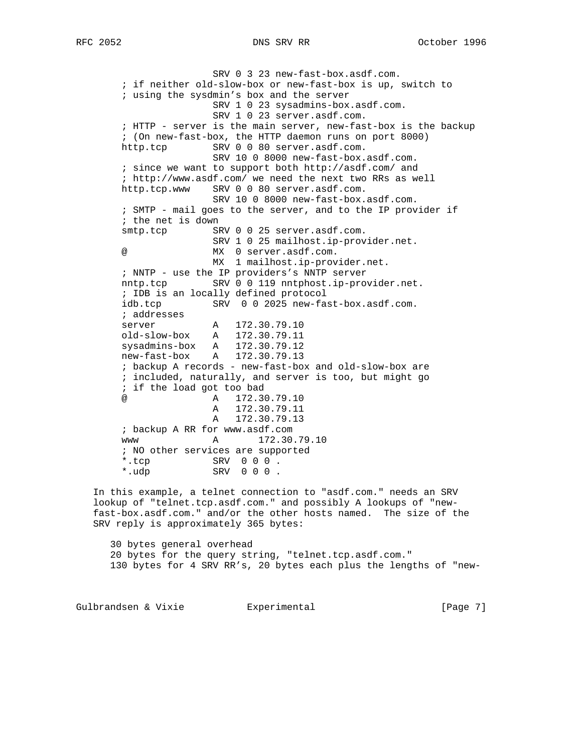```
                  SRV 0 3 23 new-fast-box.asdf.com.
; if neither old-slow-box or new-fast-box is up, switch to
; using the sysdmin's box and the server
                  SRV 1 0 23 sysadmins-box.asdf.com.
                  SRV 1 0 23 server.asdf.com.
; HTTP - server is the main server, new-fast-box is the backup
; (On new-fast-box, the HTTP daemon runs on port 8000)
http.tcp          SRV 0 0 80 server.asdf.com.
                  SRV 10 0 8000 new-fast-box.asdf.com.
; since we want to support both http://asdf.com/ and
; http://www.asdf.com/ we need the next two RRs as well
http.tcp.www      SRV 0 0 80 server.asdf.com.
                  SRV 10 0 8000 new-fast-box.asdf.com.
; SMTP - mail goes to the server, and to the IP provider if
; the net is down
smtp.tcp          SRV 0 0 25 server.asdf.com.
                  SRV 1 0 25 mailhost.ip-provider.net.
@                 MX  0 server.asdf.com.
                  MX  1 mailhost.ip-provider.net.
; NNTP - use the IP providers's NNTP server
nntp.tcp          SRV 0 0 119 nntphost.ip-provider.net.
; IDB is an locally defined protocol
idb.tcp           SRV  0 0 2025 new-fast-box.asdf.com.
; addresses
server            A   172.30.79.10
old-slow-box      A   172.30.79.11
sysadmins-box     A   172.30.79.12
new-fast-box      A   172.30.79.13
; backup A records - new-fast-box and old-slow-box are
; included, naturally, and server is too, but might go
; if the load got too bad
@                 A   172.30.79.10
                  A   172.30.79.11
                  A   172.30.79.13
; backup A RR for www.asdf.com
www               A       172.30.79.10
; NO other services are supported
*.tcp             SRV  0 0 0 .
*.udp             SRV  0 0 0 .
```

In this example, a telnet connection to "asdf.com." needs an SRV lookup of "telnet.tcp.asdf.com." and possibly A lookups of "new-fast-box.asdf.com." and/or the other hosts named. The size of the SRV reply is approximately 365 bytes:

```
30 bytes general overhead
20 bytes for the query string, "telnet.tcp.asdf.com."
130 bytes for 4 SRV RR's, 20 bytes each plus the lengths of "new-
```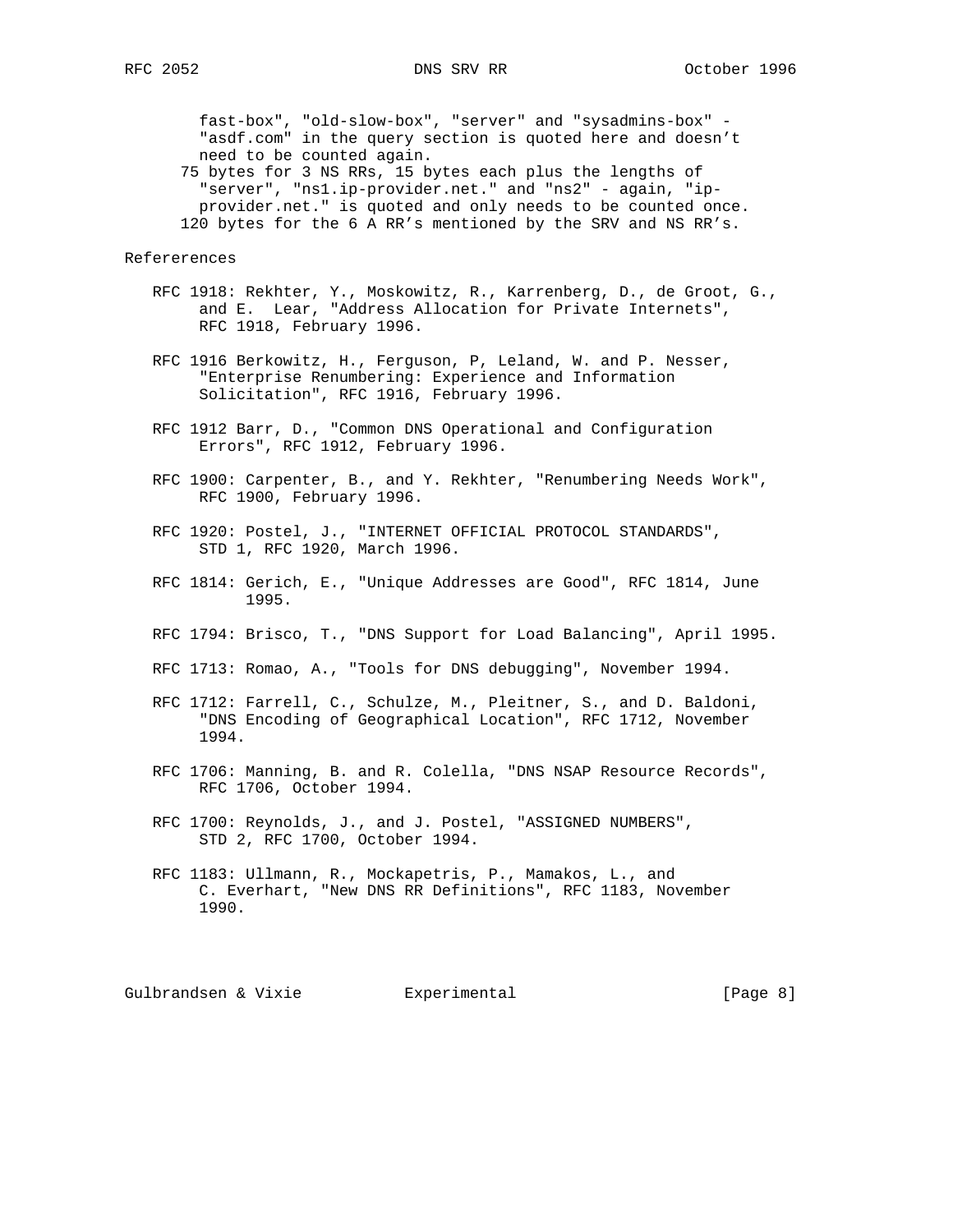fast-box", "old-slow-box", "server" and "sysadmins-box" - "asdf.com" in the query section is quoted here and doesn't need to be counted again.

75 bytes for 3 NS RRs, 15 bytes each plus the lengths of "server", "ns1.ip-provider.net." and "ns2" - again, "ip-provider.net." is quoted and only needs to be counted once.

120 bytes for the 6 A RR's mentioned by the SRV and NS RR's.

## Refererences

RFC 1918: Rekhter, Y., Moskowitz, R., Karrenberg, D., de Groot, G., and E. Lear, "Address Allocation for Private Internets", RFC 1918, February 1996.

RFC 1916 Berkowitz, H., Ferguson, P, Leland, W. and P. Nesser, "Enterprise Renumbering: Experience and Information Solicitation", RFC 1916, February 1996.

RFC 1912 Barr, D., "Common DNS Operational and Configuration Errors", RFC 1912, February 1996.

RFC 1900: Carpenter, B., and Y. Rekhter, "Renumbering Needs Work", RFC 1900, February 1996.

RFC 1920: Postel, J., "INTERNET OFFICIAL PROTOCOL STANDARDS", STD 1, RFC 1920, March 1996.

RFC 1814: Gerich, E., "Unique Addresses are Good", RFC 1814, June 1995.

RFC 1794: Brisco, T., "DNS Support for Load Balancing", April 1995.

RFC 1713: Romao, A., "Tools for DNS debugging", November 1994.

RFC 1712: Farrell, C., Schulze, M., Pleitner, S., and D. Baldoni, "DNS Encoding of Geographical Location", RFC 1712, November 1994.

RFC 1706: Manning, B. and R. Colella, "DNS NSAP Resource Records", RFC 1706, October 1994.

RFC 1700: Reynolds, J., and J. Postel, "ASSIGNED NUMBERS", STD 2, RFC 1700, October 1994.

RFC 1183: Ullmann, R., Mockapetris, P., Mamakos, L., and C. Everhart, "New DNS RR Definitions", RFC 1183, November 1990.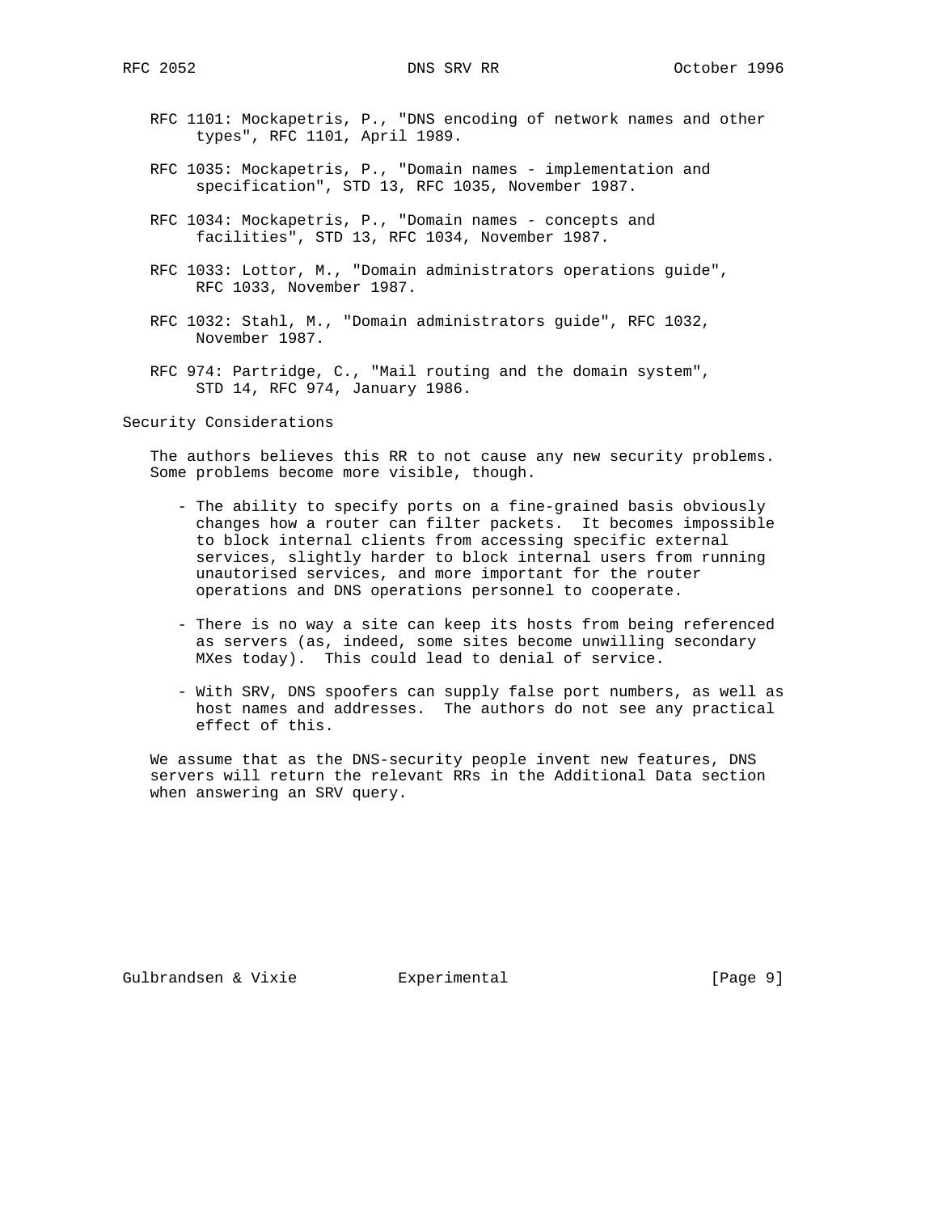RFC 1101: Mockapetris, P., "DNS encoding of network names and other types", RFC 1101, April 1989.

RFC 1035: Mockapetris, P., "Domain names - implementation and specification", STD 13, RFC 1035, November 1987.

RFC 1034: Mockapetris, P., "Domain names - concepts and facilities", STD 13, RFC 1034, November 1987.

RFC 1033: Lottor, M., "Domain administrators operations guide", RFC 1033, November 1987.

RFC 1032: Stahl, M., "Domain administrators guide", RFC 1032, November 1987.

RFC 974: Partridge, C., "Mail routing and the domain system", STD 14, RFC 974, January 1986.

## Security Considerations

The authors believes this RR to not cause any new security problems. Some problems become more visible, though.

- The ability to specify ports on a fine-grained basis obviously changes how a router can filter packets. It becomes impossible to block internal clients from accessing specific external services, slightly harder to block internal users from running unautorised services, and more important for the router operations and DNS operations personnel to cooperate.

- There is no way a site can keep its hosts from being referenced as servers (as, indeed, some sites become unwilling secondary MXes today). This could lead to denial of service.

- With SRV, DNS spoofers can supply false port numbers, as well as host names and addresses. The authors do not see any practical effect of this.

We assume that as the DNS-security people invent new features, DNS servers will return the relevant RRs in the Additional Data section when answering an SRV query.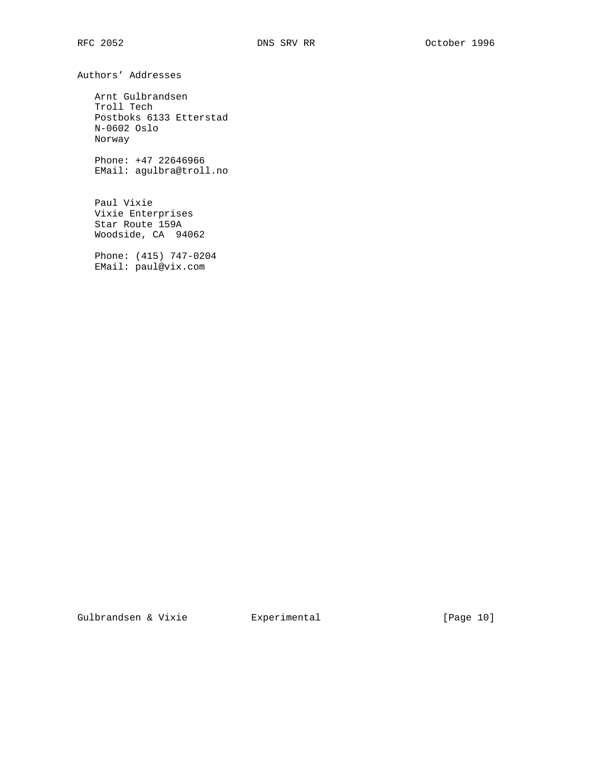## Authors' Addresses

Arnt Gulbrandsen
Troll Tech
Postboks 6133 Etterstad
N-0602 Oslo
Norway

Phone: +47 22646966
EMail: agulbra@troll.no

Paul Vixie
Vixie Enterprises
Star Route 159A
Woodside, CA  94062

Phone: (415) 747-0204
EMail: paul@vix.com